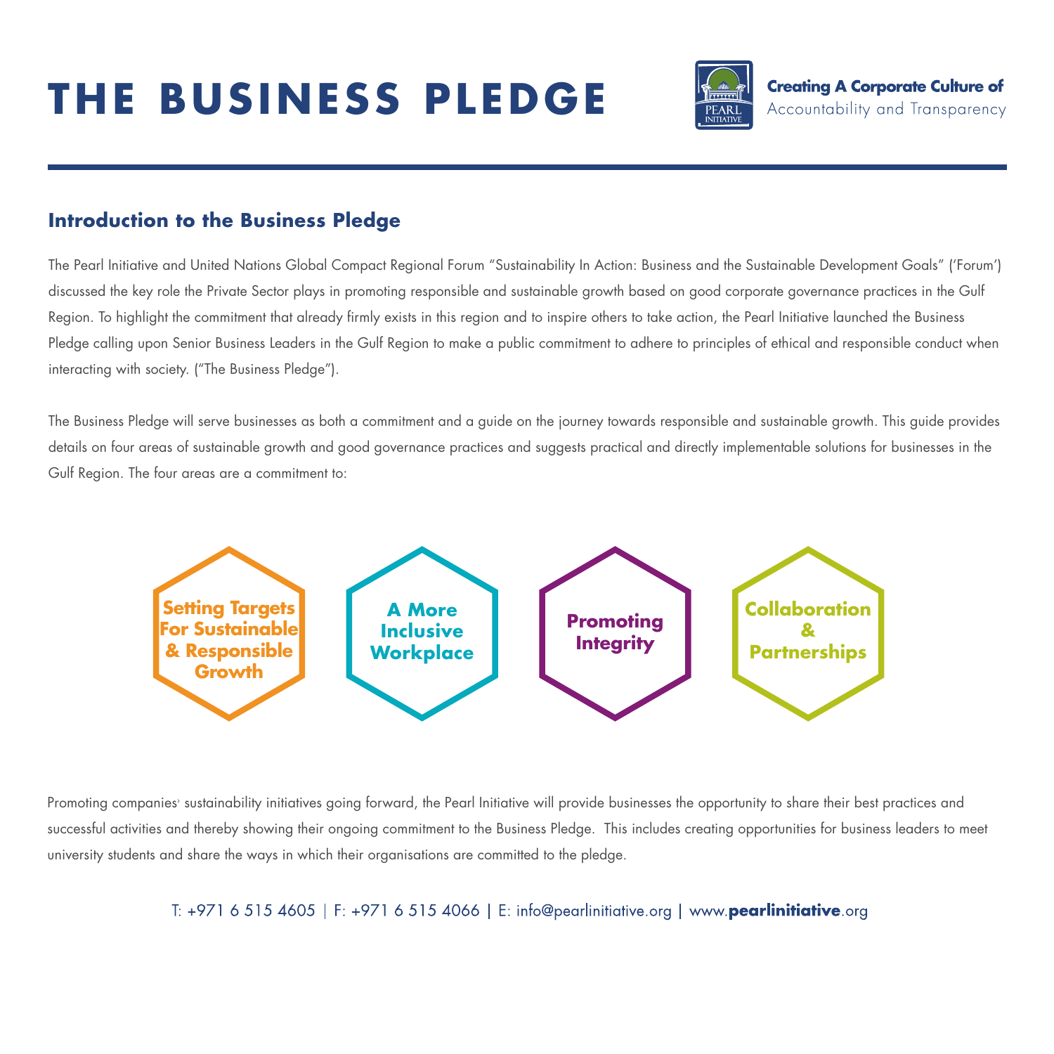# THE BUSINESS PLEDGE

**Creating A Corporate Culture of**
Accountability and Transparency

## Introduction to the Business Pledge

The Pearl Initiative and United Nations Global Compact Regional Forum "Sustainability In Action: Business and the Sustainable Development Goals" ('Forum') discussed the key role the Private Sector plays in promoting responsible and sustainable growth based on good corporate governance practices in the Gulf Region. To highlight the commitment that already firmly exists in this region and to inspire others to take action, the Pearl Initiative launched the Business Pledge calling upon Senior Business Leaders in the Gulf Region to make a public commitment to adhere to principles of ethical and responsible conduct when interacting with society. ("The Business Pledge").

The Business Pledge will serve businesses as both a commitment and a guide on the journey towards responsible and sustainable growth. This guide provides details on four areas of sustainable growth and good governance practices and suggests practical and directly implementable solutions for businesses in the Gulf Region. The four areas are a commitment to:

- **Setting Targets For Sustainable & Responsible Growth**
- **A More Inclusive Workplace**
- **Promoting Integrity**
- **Collaboration & Partnerships**

Promoting companies' sustainability initiatives going forward, the Pearl Initiative will provide businesses the opportunity to share their best practices and successful activities and thereby showing their ongoing commitment to the Business Pledge. This includes creating opportunities for business leaders to meet university students and share the ways in which their organisations are committed to the pledge.

T: +971 6 515 4605 | F: +971 6 515 4066 | E: info@pearlinitiative.org | www.**pearlinitiative**.org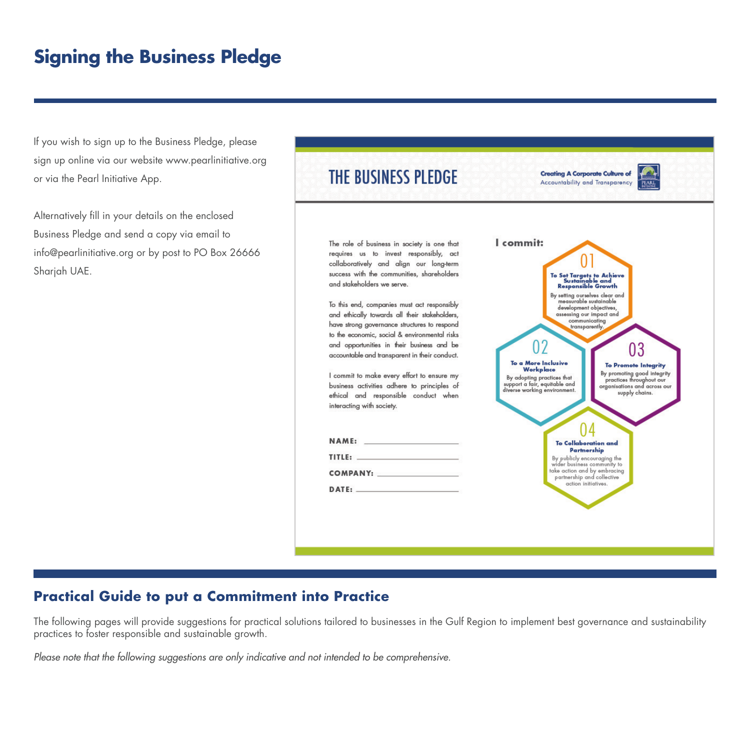# Signing the Business Pledge

If you wish to sign up to the Business Pledge, please sign up online via our website www.pearlinitiative.org or via the Pearl Initiative App.

Alternatively fill in your details on the enclosed Business Pledge and send a copy via email to info@pearlinitiative.org or by post to PO Box 26666 Sharjah UAE.

## THE BUSINESS PLEDGE

**Creating A Corporate Culture of** Accountability and Transparency

The role of business in society is one that requires us to invest responsibly, act collaboratively and align our long-term success with the communities, shareholders and stakeholders we serve.

To this end, companies must act responsibly and ethically towards all their stakeholders, have strong governance structures to respond to the economic, social & environmental risks and opportunities in their business and be accountable and transparent in their conduct.

I commit to make every effort to ensure my business activities adhere to principles of ethical and responsible conduct when interacting with society.

**NAME:** ____________________

**TITLE:** ____________________

**COMPANY:** ____________________

**DATE:** ____________________

**I commit:**

**01 To Set Targets to Achieve Sustainable and Responsible Growth**
By setting ourselves clear and measurable sustainable development objectives, assessing our impact and communicating transparently.

**02 To a More Inclusive Workplace**
By adopting practices that support a fair, equitable and diverse working environment.

**03 To Promote Integrity**
By promoting good integrity practices throughout our organisations and across our supply chains.

**04 To Collaboration and Partnership**
By publicly encouraging the wider business community to take action and by embracing partnership and collective action initiatives.

## Practical Guide to put a Commitment into Practice

The following pages will provide suggestions for practical solutions tailored to businesses in the Gulf Region to implement best governance and sustainability practices to foster responsible and sustainable growth.

*Please note that the following suggestions are only indicative and not intended to be comprehensive.*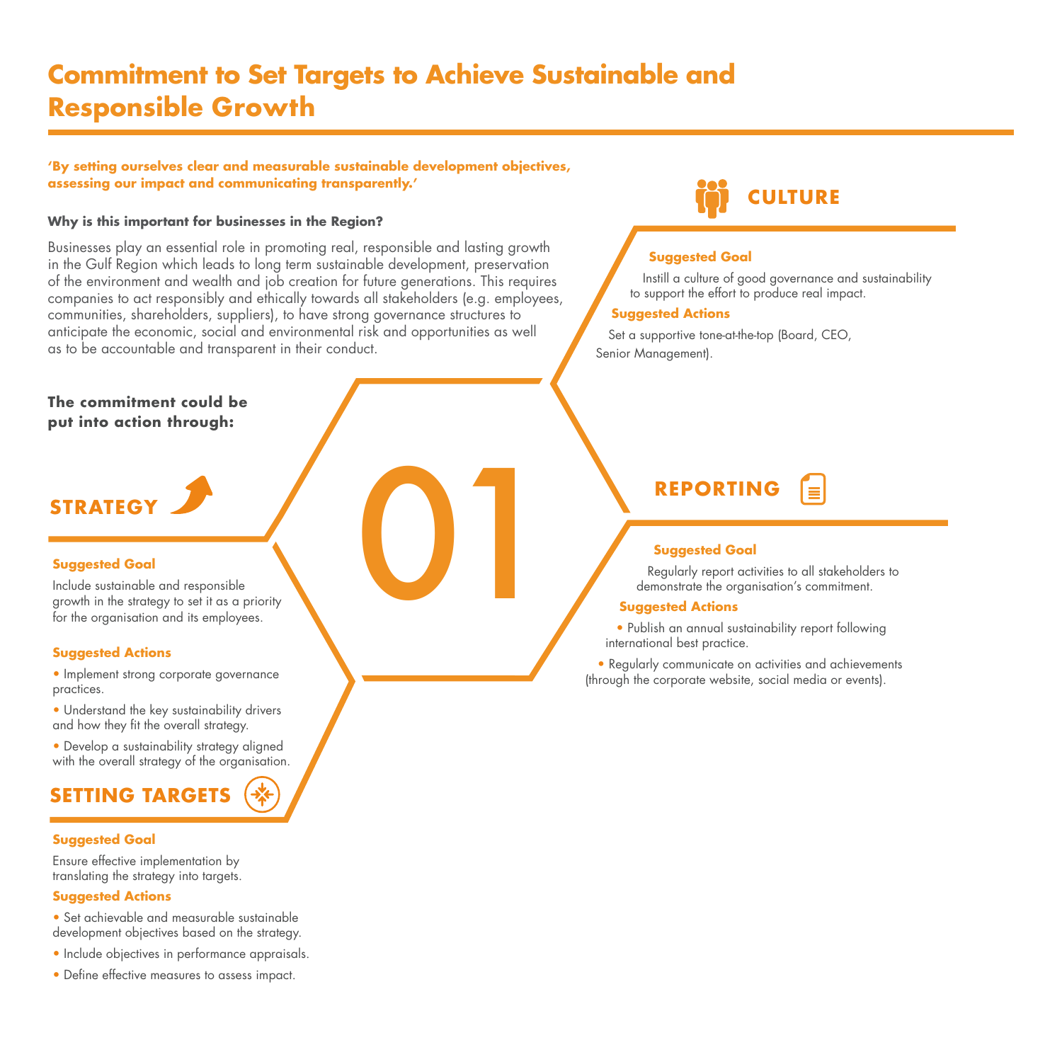# Commitment to Set Targets to Achieve Sustainable and Responsible Growth

**'By setting ourselves clear and measurable sustainable development objectives, assessing our impact and communicating transparently.'**

**Why is this important for businesses in the Region?**

Businesses play an essential role in promoting real, responsible and lasting growth in the Gulf Region which leads to long term sustainable development, preservation of the environment and wealth and job creation for future generations. This requires companies to act responsibly and ethically towards all stakeholders (e.g. employees, communities, shareholders, suppliers), to have strong governance structures to anticipate the economic, social and environmental risk and opportunities as well as to be accountable and transparent in their conduct.

**The commitment could be put into action through:**

01

## STRATEGY

**Suggested Goal**

Include sustainable and responsible growth in the strategy to set it as a priority for the organisation and its employees.

**Suggested Actions**

- Implement strong corporate governance practices.
- Understand the key sustainability drivers and how they fit the overall strategy.
- Develop a sustainability strategy aligned with the overall strategy of the organisation.

## SETTING TARGETS

**Suggested Goal**

Ensure effective implementation by translating the strategy into targets.

**Suggested Actions**

- Set achievable and measurable sustainable development objectives based on the strategy.
- Include objectives in performance appraisals.
- Define effective measures to assess impact.

## CULTURE

**Suggested Goal**

Instill a culture of good governance and sustainability to support the effort to produce real impact.

**Suggested Actions**

Set a supportive tone-at-the-top (Board, CEO, Senior Management).

## REPORTING

**Suggested Goal**

Regularly report activities to all stakeholders to demonstrate the organisation's commitment.

**Suggested Actions**

- Publish an annual sustainability report following international best practice.
- Regularly communicate on activities and achievements (through the corporate website, social media or events).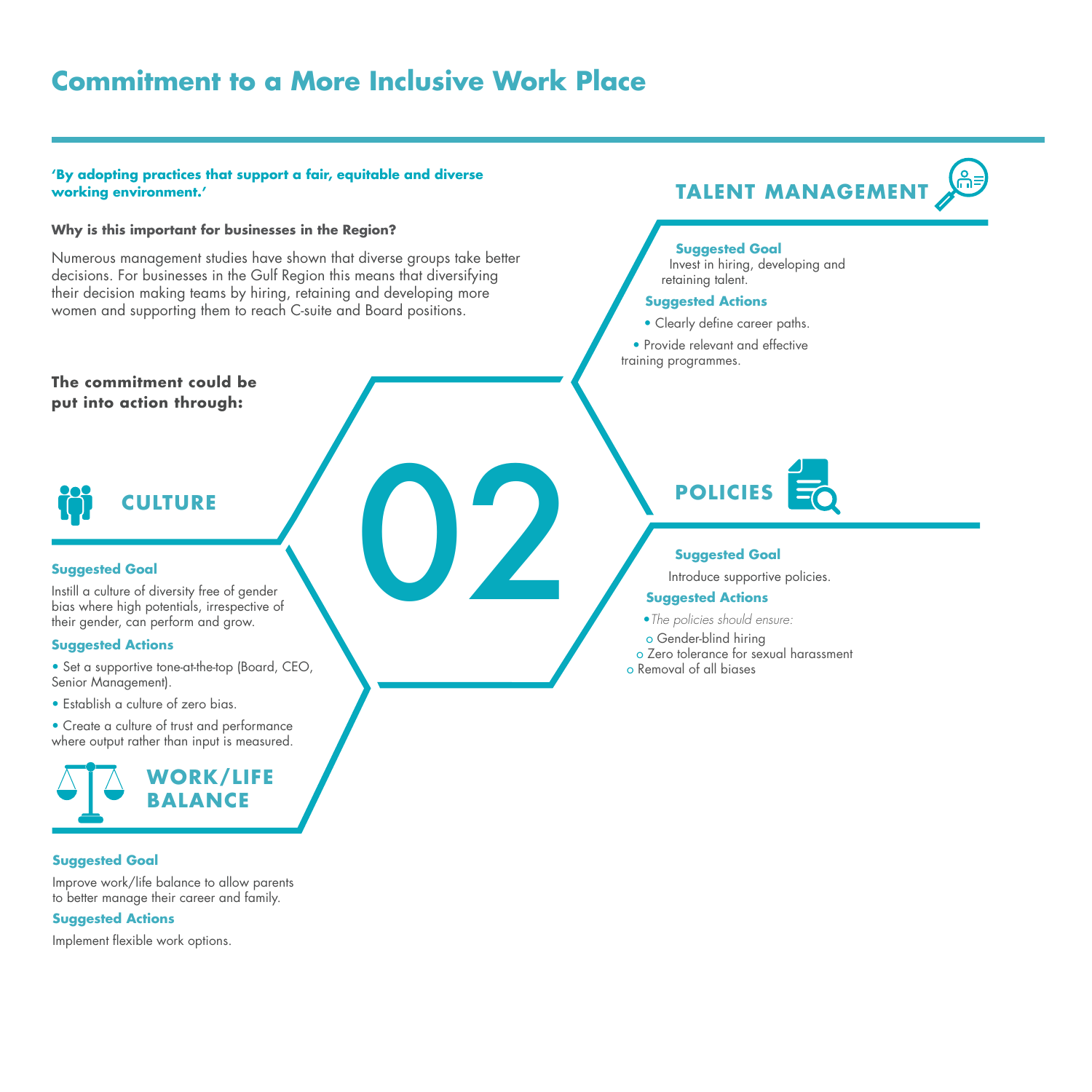# Commitment to a More Inclusive Work Place

**'By adopting practices that support a fair, equitable and diverse working environment.'**

**Why is this important for businesses in the Region?**

Numerous management studies have shown that diverse groups take better decisions. For businesses in the Gulf Region this means that diversifying their decision making teams by hiring, retaining and developing more women and supporting them to reach C-suite and Board positions.

**The commitment could be put into action through:**

02

## CULTURE

**Suggested Goal**

Instill a culture of diversity free of gender bias where high potentials, irrespective of their gender, can perform and grow.

**Suggested Actions**

- Set a supportive tone-at-the-top (Board, CEO, Senior Management).
- Establish a culture of zero bias.
- Create a culture of trust and performance where output rather than input is measured.

## WORK/LIFE BALANCE

**Suggested Goal**

Improve work/life balance to allow parents to better manage their career and family.

**Suggested Actions**

Implement flexible work options.

## TALENT MANAGEMENT

**Suggested Goal**

Invest in hiring, developing and retaining talent.

**Suggested Actions**

- Clearly define career paths.
- Provide relevant and effective training programmes.

## POLICIES

**Suggested Goal**

Introduce supportive policies.

**Suggested Actions**

- *The policies should ensure:*
  - Gender-blind hiring
  - Zero tolerance for sexual harassment
  - Removal of all biases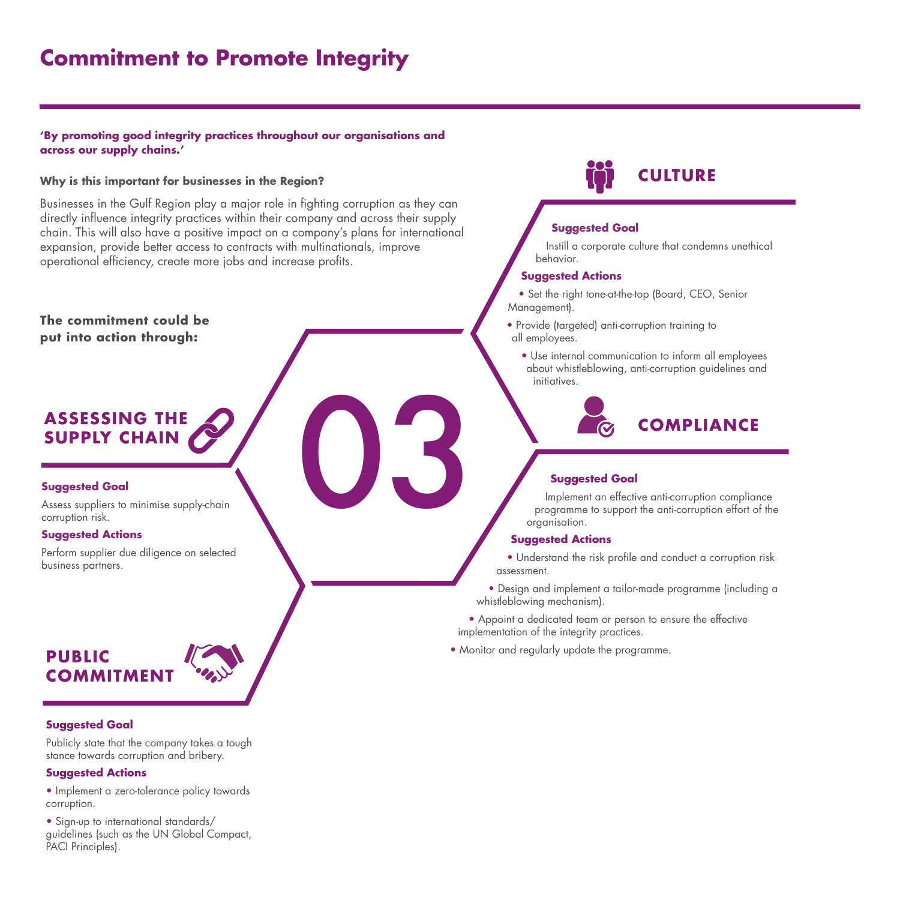# Commitment to Promote Integrity

**'By promoting good integrity practices throughout our organisations and across our supply chains.'**

**Why is this important for businesses in the Region?**

Businesses in the Gulf Region play a major role in fighting corruption as they can directly influence integrity practices within their company and across their supply chain. This will also have a positive impact on a company's plans for international expansion, provide better access to contracts with multinationals, improve operational efficiency, create more jobs and increase profits.

**The commitment could be put into action through:**

03

## ASSESSING THE SUPPLY CHAIN

**Suggested Goal**

Assess suppliers to minimise supply-chain corruption risk.

**Suggested Actions**

Perform supplier due diligence on selected business partners.

## PUBLIC COMMITMENT

**Suggested Goal**

Publicly state that the company takes a tough stance towards corruption and bribery.

**Suggested Actions**

- Implement a zero-tolerance policy towards corruption.
- Sign-up to international standards/ guidelines (such as the UN Global Compact, PACI Principles).

## CULTURE

**Suggested Goal**

Instill a corporate culture that condemns unethical behavior.

**Suggested Actions**

- Set the right tone-at-the-top (Board, CEO, Senior Management).
- Provide (targeted) anti-corruption training to all employees.
- Use internal communication to inform all employees about whistleblowing, anti-corruption guidelines and initiatives.

## COMPLIANCE

**Suggested Goal**

Implement an effective anti-corruption compliance programme to support the anti-corruption effort of the organisation.

**Suggested Actions**

- Understand the risk profile and conduct a corruption risk assessment.
- Design and implement a tailor-made programme (including a whistleblowing mechanism).
- Appoint a dedicated team or person to ensure the effective implementation of the integrity practices.
- Monitor and regularly update the programme.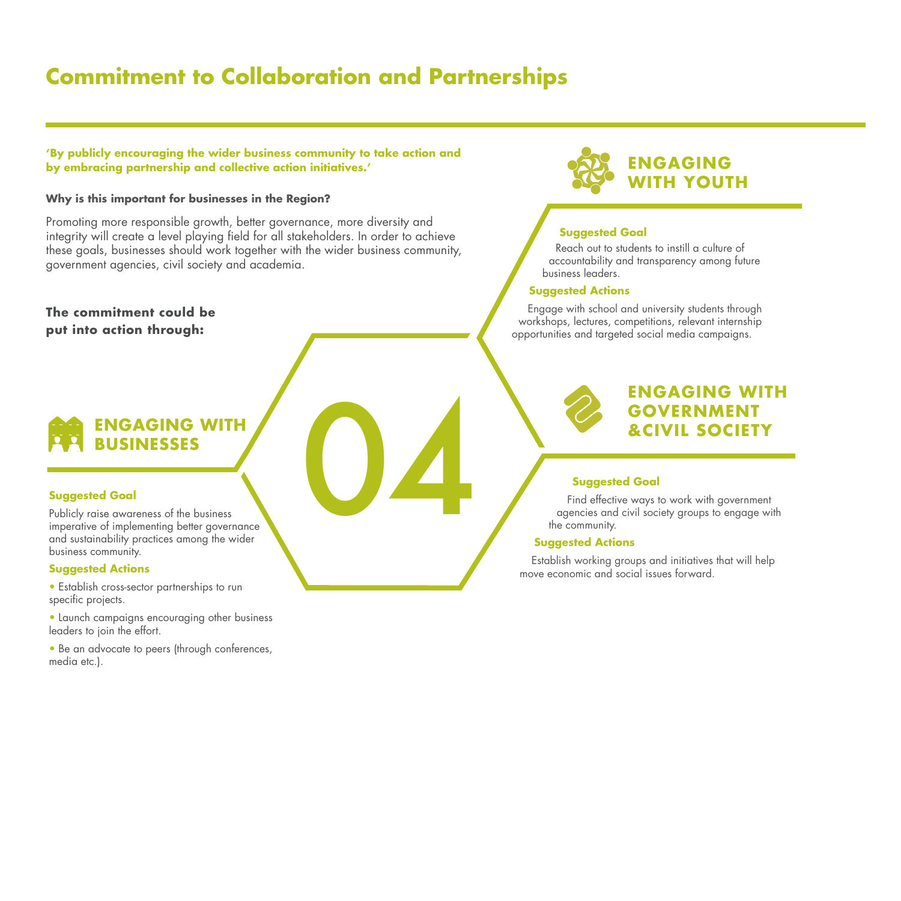# Commitment to Collaboration and Partnerships

**'By publicly encouraging the wider business community to take action and by embracing partnership and collective action initiatives.'**

**Why is this important for businesses in the Region?**

Promoting more responsible growth, better governance, more diversity and integrity will create a level playing field for all stakeholders. In order to achieve these goals, businesses should work together with the wider business community, government agencies, civil society and academia.

**The commitment could be put into action through:**

04

## ENGAGING WITH BUSINESSES

**Suggested Goal**

Publicly raise awareness of the business imperative of implementing better governance and sustainability practices among the wider business community.

**Suggested Actions**

- Establish cross-sector partnerships to run specific projects.
- Launch campaigns encouraging other business leaders to join the effort.
- Be an advocate to peers (through conferences, media etc.).

## ENGAGING WITH YOUTH

**Suggested Goal**

Reach out to students to instill a culture of accountability and transparency among future business leaders.

**Suggested Actions**

Engage with school and university students through workshops, lectures, competitions, relevant internship opportunities and targeted social media campaigns.

## ENGAGING WITH GOVERNMENT &CIVIL SOCIETY

**Suggested Goal**

Find effective ways to work with government agencies and civil society groups to engage with the community.

**Suggested Actions**

Establish working groups and initiatives that will help move economic and social issues forward.